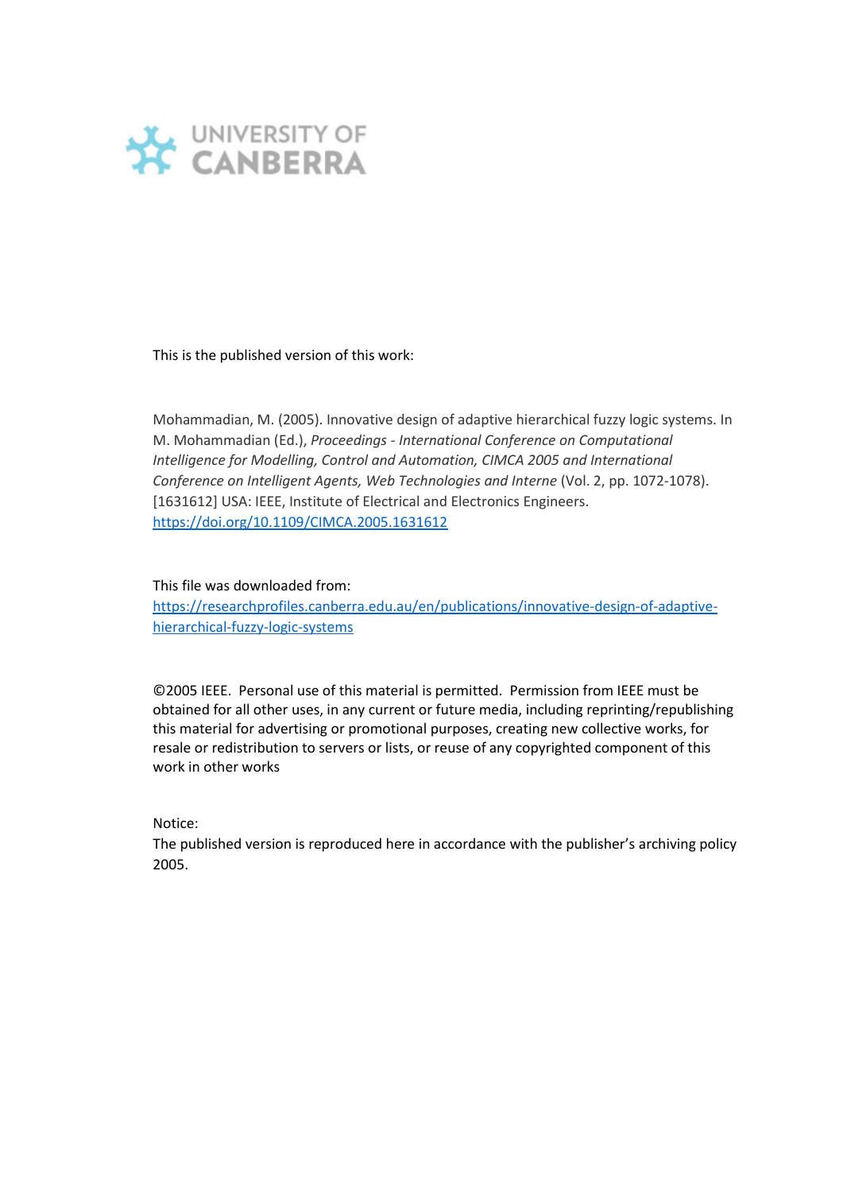UNIVERSITY OF CANBERRA

This is the published version of this work:

Mohammadian, M. (2005). Innovative design of adaptive hierarchical fuzzy logic systems. In M. Mohammadian (Ed.), *Proceedings - International Conference on Computational Intelligence for Modelling, Control and Automation, CIMCA 2005 and International Conference on Intelligent Agents, Web Technologies and Interne* (Vol. 2, pp. 1072-1078). [1631612] USA: IEEE, Institute of Electrical and Electronics Engineers. https://doi.org/10.1109/CIMCA.2005.1631612

This file was downloaded from:
https://researchprofiles.canberra.edu.au/en/publications/innovative-design-of-adaptive-hierarchical-fuzzy-logic-systems

©2005 IEEE. Personal use of this material is permitted. Permission from IEEE must be obtained for all other uses, in any current or future media, including reprinting/republishing this material for advertising or promotional purposes, creating new collective works, for resale or redistribution to servers or lists, or reuse of any copyrighted component of this work in other works

Notice:
The published version is reproduced here in accordance with the publisher's archiving policy 2005.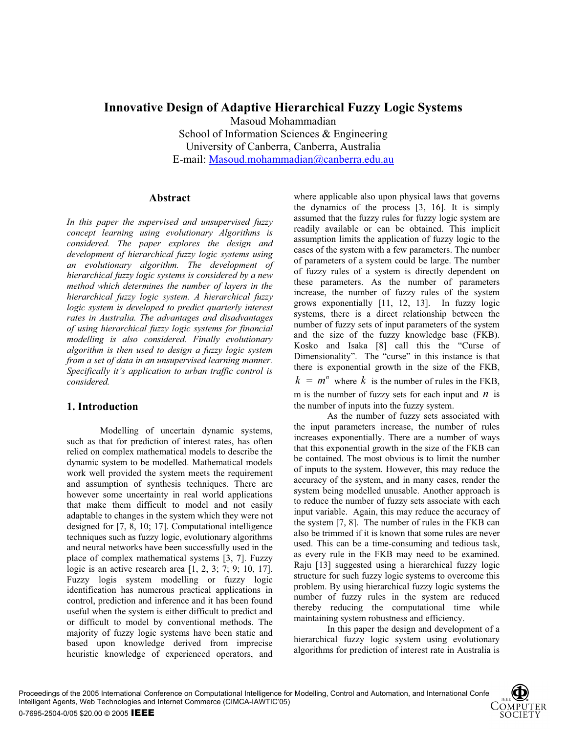# Innovative Design of Adaptive Hierarchical Fuzzy Logic Systems

Masoud Mohammadian
School of Information Sciences & Engineering
University of Canberra, Canberra, Australia
E-mail: Masoud.mohammadian@canberra.edu.au

## Abstract

*In this paper the supervised and unsupervised fuzzy concept learning using evolutionary Algorithms is considered. The paper explores the design and development of hierarchical fuzzy logic systems using an evolutionary algorithm. The development of hierarchical fuzzy logic systems is considered by a new method which determines the number of layers in the hierarchical fuzzy logic system. A hierarchical fuzzy logic system is developed to predict quarterly interest rates in Australia. The advantages and disadvantages of using hierarchical fuzzy logic systems for financial modelling is also considered. Finally evolutionary algorithm is then used to design a fuzzy logic system from a set of data in an unsupervised learning manner. Specifically it's application to urban traffic control is considered.*

## 1. Introduction

Modelling of uncertain dynamic systems, such as that for prediction of interest rates, has often relied on complex mathematical models to describe the dynamic system to be modelled. Mathematical models work well provided the system meets the requirement and assumption of synthesis techniques. There are however some uncertainty in real world applications that make them difficult to model and not easily adaptable to changes in the system which they were not designed for [7, 8, 10; 17]. Computational intelligence techniques such as fuzzy logic, evolutionary algorithms and neural networks have been successfully used in the place of complex mathematical systems [3, 7]. Fuzzy logic is an active research area [1, 2, 3; 7; 9; 10, 17]. Fuzzy logis system modelling or fuzzy logic identification has numerous practical applications in control, prediction and inference and it has been found useful when the system is either difficult to predict and or difficult to model by conventional methods. The majority of fuzzy logic systems have been static and based upon knowledge derived from imprecise heuristic knowledge of experienced operators, and where applicable also upon physical laws that governs the dynamics of the process [3, 16]. It is simply assumed that the fuzzy rules for fuzzy logic system are readily available or can be obtained. This implicit assumption limits the application of fuzzy logic to the cases of the system with a few parameters. The number of parameters of a system could be large. The number of fuzzy rules of a system is directly dependent on these parameters. As the number of parameters increase, the number of fuzzy rules of the system grows exponentially [11, 12, 13]. In fuzzy logic systems, there is a direct relationship between the number of fuzzy sets of input parameters of the system and the size of the fuzzy knowledge base (FKB). Kosko and Isaka [8] call this the "Curse of Dimensionality". The "curse" in this instance is that there is exponential growth in the size of the FKB, $k = m^n$ where $k$ is the number of rules in the FKB, m is the number of fuzzy sets for each input and $n$ is the number of inputs into the fuzzy system.

As the number of fuzzy sets associated with the input parameters increase, the number of rules increases exponentially. There are a number of ways that this exponential growth in the size of the FKB can be contained. The most obvious is to limit the number of inputs to the system. However, this may reduce the accuracy of the system, and in many cases, render the system being modelled unusable. Another approach is to reduce the number of fuzzy sets associate with each input variable. Again, this may reduce the accuracy of the system [7, 8]. The number of rules in the FKB can also be trimmed if it is known that some rules are never used. This can be a time-consuming and tedious task, as every rule in the FKB may need to be examined. Raju [13] suggested using a hierarchical fuzzy logic structure for such fuzzy logic systems to overcome this problem. By using hierarchical fuzzy logic systems the number of fuzzy rules in the system are reduced thereby reducing the computational time while maintaining system robustness and efficiency.

In this paper the design and development of a hierarchical fuzzy logic system using evolutionary algorithms for prediction of interest rate in Australia is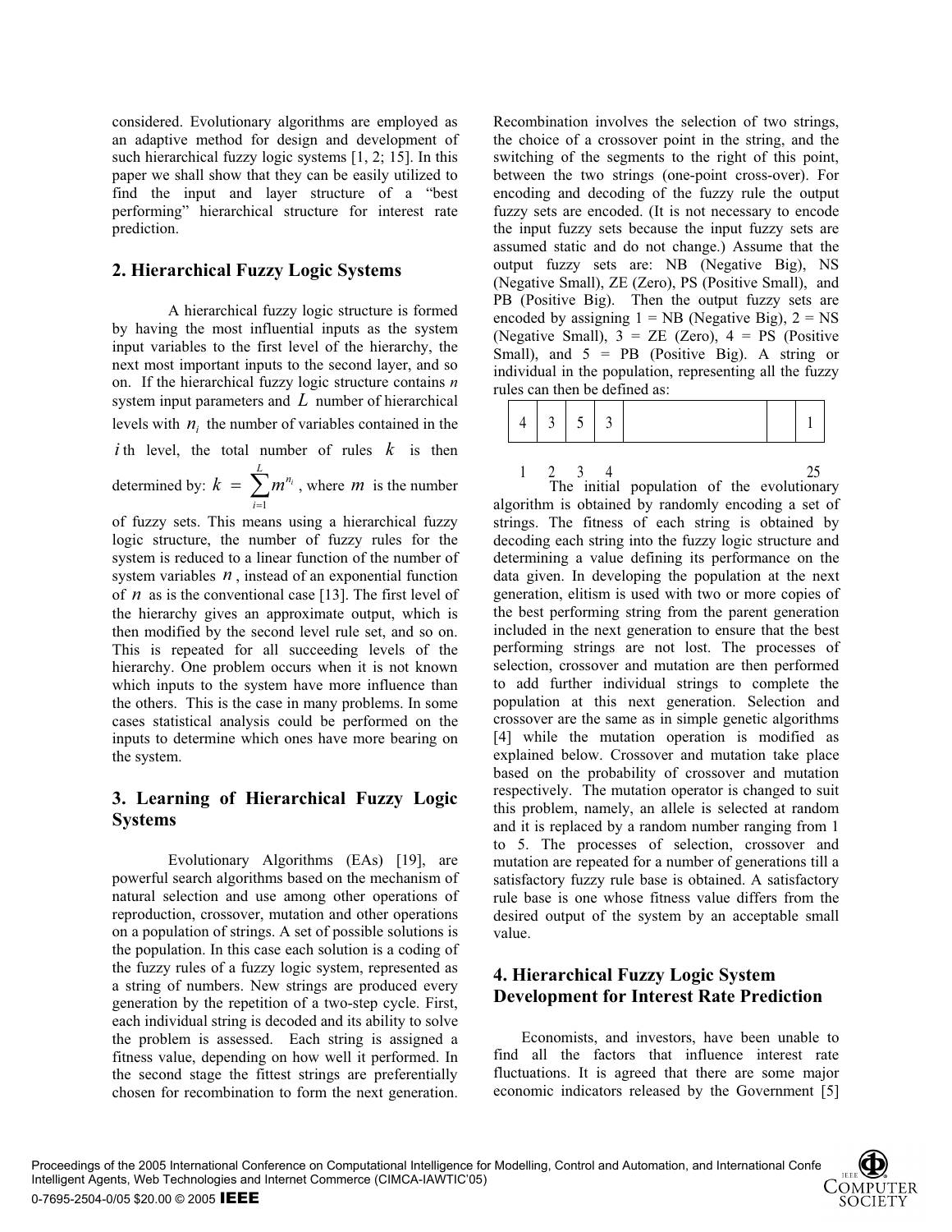considered. Evolutionary algorithms are employed as an adaptive method for design and development of such hierarchical fuzzy logic systems [1, 2; 15]. In this paper we shall show that they can be easily utilized to find the input and layer structure of a "best performing" hierarchical structure for interest rate prediction.

## 2. Hierarchical Fuzzy Logic Systems

A hierarchical fuzzy logic structure is formed by having the most influential inputs as the system input variables to the first level of the hierarchy, the next most important inputs to the second layer, and so on. If the hierarchical fuzzy logic structure contains *n* system input parameters and $L$ number of hierarchical levels with $n_i$ the number of variables contained in the $i$ th level, the total number of rules $k$ is then determined by: $k = \sum_{i=1}^{L} m^{n_i}$, where $m$ is the number of fuzzy sets. This means using a hierarchical fuzzy logic structure, the number of fuzzy rules for the system is reduced to a linear function of the number of system variables $n$, instead of an exponential function of $n$ as is the conventional case [13]. The first level of the hierarchy gives an approximate output, which is then modified by the second level rule set, and so on. This is repeated for all succeeding levels of the hierarchy. One problem occurs when it is not known which inputs to the system have more influence than the others. This is the case in many problems. In some cases statistical analysis could be performed on the inputs to determine which ones have more bearing on the system.

## 3. Learning of Hierarchical Fuzzy Logic Systems

Evolutionary Algorithms (EAs) [19], are powerful search algorithms based on the mechanism of natural selection and use among other operations of reproduction, crossover, mutation and other operations on a population of strings. A set of possible solutions is the population. In this case each solution is a coding of the fuzzy rules of a fuzzy logic system, represented as a string of numbers. New strings are produced every generation by the repetition of a two-step cycle. First, each individual string is decoded and its ability to solve the problem is assessed. Each string is assigned a fitness value, depending on how well it performed. In the second stage the fittest strings are preferentially chosen for recombination to form the next generation. Recombination involves the selection of two strings, the choice of a crossover point in the string, and the switching of the segments to the right of this point, between the two strings (one-point cross-over). For encoding and decoding of the fuzzy rule the output fuzzy sets are encoded. (It is not necessary to encode the input fuzzy sets because the input fuzzy sets are assumed static and do not change.) Assume that the output fuzzy sets are: NB (Negative Big), NS (Negative Small), ZE (Zero), PS (Positive Small), and PB (Positive Big). Then the output fuzzy sets are encoded by assigning 1 = NB (Negative Big), 2 = NS (Negative Small), 3 = ZE (Zero), 4 = PS (Positive Small), and 5 = PB (Positive Big). A string or individual in the population, representing all the fuzzy rules can then be defined as:

| 4 | 3 | 5 | 3 | | | 1 |
|---|---|---|---|---|---|---|
| 1 | 2 | 3 | 4 | | | 25 |

The initial population of the evolutionary algorithm is obtained by randomly encoding a set of strings. The fitness of each string is obtained by decoding each string into the fuzzy logic structure and determining a value defining its performance on the data given. In developing the population at the next generation, elitism is used with two or more copies of the best performing string from the parent generation included in the next generation to ensure that the best performing strings are not lost. The processes of selection, crossover and mutation are then performed to add further individual strings to complete the population at this next generation. Selection and crossover are the same as in simple genetic algorithms [4] while the mutation operation is modified as explained below. Crossover and mutation take place based on the probability of crossover and mutation respectively. The mutation operator is changed to suit this problem, namely, an allele is selected at random and it is replaced by a random number ranging from 1 to 5. The processes of selection, crossover and mutation are repeated for a number of generations till a satisfactory fuzzy rule base is obtained. A satisfactory rule base is one whose fitness value differs from the desired output of the system by an acceptable small value.

## 4. Hierarchical Fuzzy Logic System Development for Interest Rate Prediction

Economists, and investors, have been unable to find all the factors that influence interest rate fluctuations. It is agreed that there are some major economic indicators released by the Government [5]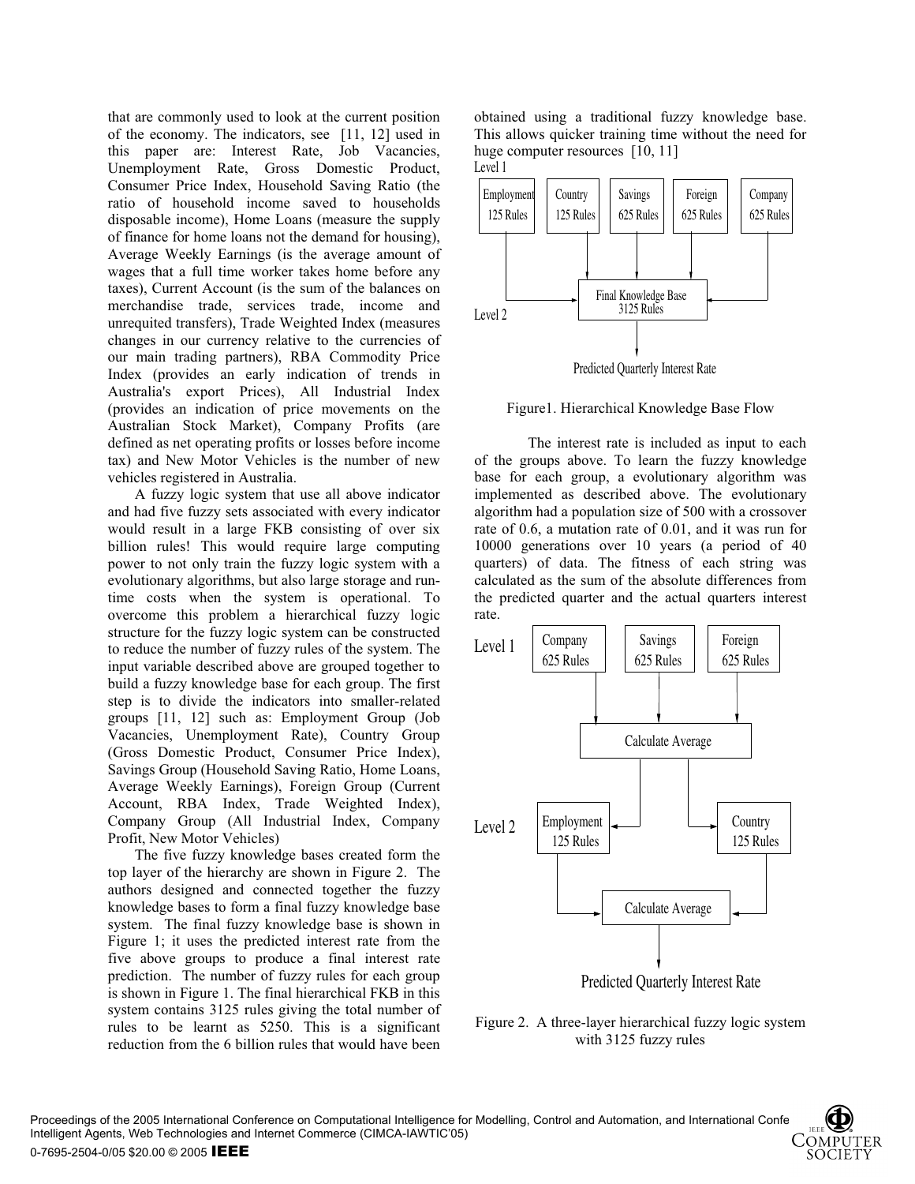that are commonly used to look at the current position of the economy. The indicators, see [11, 12] used in this paper are: Interest Rate, Job Vacancies, Unemployment Rate, Gross Domestic Product, Consumer Price Index, Household Saving Ratio (the ratio of household income saved to households disposable income), Home Loans (measure the supply of finance for home loans not the demand for housing), Average Weekly Earnings (is the average amount of wages that a full time worker takes home before any taxes), Current Account (is the sum of the balances on merchandise trade, services trade, income and unrequited transfers), Trade Weighted Index (measures changes in our currency relative to the currencies of our main trading partners), RBA Commodity Price Index (provides an early indication of trends in Australia's export Prices), All Industrial Index (provides an indication of price movements on the Australian Stock Market), Company Profits (are defined as net operating profits or losses before income tax) and New Motor Vehicles is the number of new vehicles registered in Australia.

A fuzzy logic system that use all above indicator and had five fuzzy sets associated with every indicator would result in a large FKB consisting of over six billion rules! This would require large computing power to not only train the fuzzy logic system with a evolutionary algorithms, but also large storage and run-time costs when the system is operational. To overcome this problem a hierarchical fuzzy logic structure for the fuzzy logic system can be constructed to reduce the number of fuzzy rules of the system. The input variable described above are grouped together to build a fuzzy knowledge base for each group. The first step is to divide the indicators into smaller-related groups [11, 12] such as: Employment Group (Job Vacancies, Unemployment Rate), Country Group (Gross Domestic Product, Consumer Price Index), Savings Group (Household Saving Ratio, Home Loans, Average Weekly Earnings), Foreign Group (Current Account, RBA Index, Trade Weighted Index), Company Group (All Industrial Index, Company Profit, New Motor Vehicles)

The five fuzzy knowledge bases created form the top layer of the hierarchy are shown in Figure 2. The authors designed and connected together the fuzzy knowledge bases to form a final fuzzy knowledge base system. The final fuzzy knowledge base is shown in Figure 1; it uses the predicted interest rate from the five above groups to produce a final interest rate prediction. The number of fuzzy rules for each group is shown in Figure 1. The final hierarchical FKB in this system contains 3125 rules giving the total number of rules to be learnt as 5250. This is a significant reduction from the 6 billion rules that would have been obtained using a traditional fuzzy knowledge base. This allows quicker training time without the need for huge computer resources [10, 11]

Level 1: Employment 125 Rules, Country 125 Rules, Savings 625 Rules, Foreign 625 Rules, Company 625 Rules

Level 2: Final Knowledge Base 3125 Rules → Predicted Quarterly Interest Rate

Figure1. Hierarchical Knowledge Base Flow

The interest rate is included as input to each of the groups above. To learn the fuzzy knowledge base for each group, a evolutionary algorithm was implemented as described above. The evolutionary algorithm had a population size of 500 with a crossover rate of 0.6, a mutation rate of 0.01, and it was run for 10000 generations over 10 years (a period of 40 quarters) of data. The fitness of each string was calculated as the sum of the absolute differences from the predicted quarter and the actual quarters interest rate.

Level 1: Company 625 Rules, Savings 625 Rules, Foreign 625 Rules → Calculate Average

Level 2: Employment 125 Rules, Country 125 Rules → Calculate Average → Predicted Quarterly Interest Rate

Figure 2. A three-layer hierarchical fuzzy logic system with 3125 fuzzy rules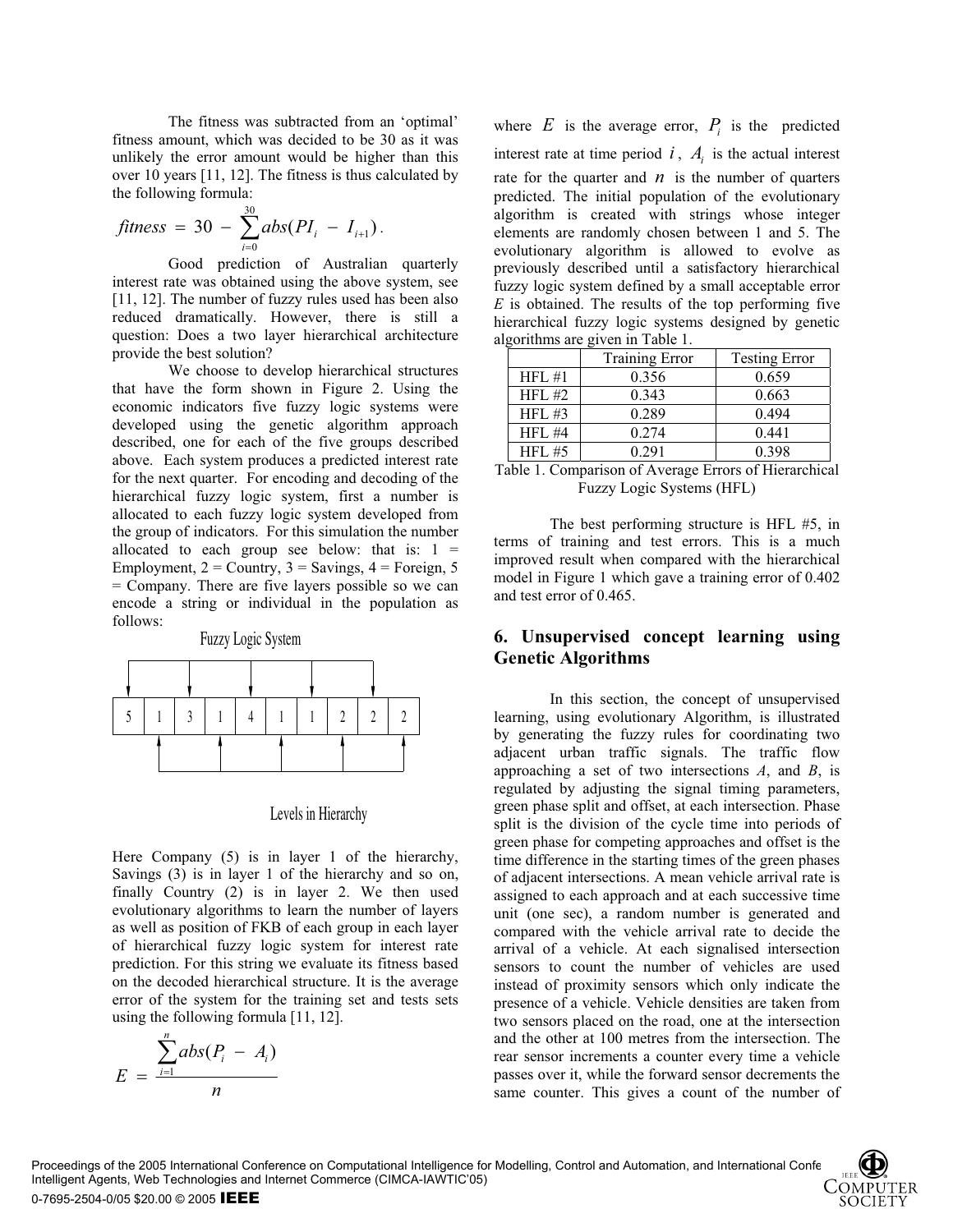The fitness was subtracted from an 'optimal' fitness amount, which was decided to be 30 as it was unlikely the error amount would be higher than this over 10 years [11, 12]. The fitness is thus calculated by the following formula:

$$fitness = 30 - \sum_{i=0}^{30} abs(PI_i - I_{i+1}).$$

Good prediction of Australian quarterly interest rate was obtained using the above system, see [11, 12]. The number of fuzzy rules used has been also reduced dramatically. However, there is still a question: Does a two layer hierarchical architecture provide the best solution?

We choose to develop hierarchical structures that have the form shown in Figure 2. Using the economic indicators five fuzzy logic systems were developed using the genetic algorithm approach described, one for each of the five groups described above. Each system produces a predicted interest rate for the next quarter. For encoding and decoding of the hierarchical fuzzy logic system, first a number is allocated to each fuzzy logic system developed from the group of indicators. For this simulation the number allocated to each group see below: that is: 1 = Employment, 2 = Country, 3 = Savings, 4 = Foreign, 5 = Company. There are five layers possible so we can encode a string or individual in the population as follows:

Fuzzy Logic System

| 5 | 1 | 3 | 1 | 4 | 1 | 1 | 2 | 2 | 2 |
|---|---|---|---|---|---|---|---|---|---|

Levels in Hierarchy

Here Company (5) is in layer 1 of the hierarchy, Savings (3) is in layer 1 of the hierarchy and so on, finally Country (2) is in layer 2. We then used evolutionary algorithms to learn the number of layers as well as position of FKB of each group in each layer of hierarchical fuzzy logic system for interest rate prediction. For this string we evaluate its fitness based on the decoded hierarchical structure. It is the average error of the system for the training set and tests sets using the following formula [11, 12].

$$E = \frac{\sum_{i=1}^{n} abs(P_i - A_i)}{n}$$

where $E$ is the average error, $P_i$ is the predicted interest rate at time period $i$, $A_i$ is the actual interest rate for the quarter and $n$ is the number of quarters predicted. The initial population of the evolutionary algorithm is created with strings whose integer elements are randomly chosen between 1 and 5. The evolutionary algorithm is allowed to evolve as previously described until a satisfactory hierarchical fuzzy logic system defined by a small acceptable error $E$ is obtained. The results of the top performing five hierarchical fuzzy logic systems designed by genetic algorithms are given in Table 1.

| | Training Error | Testing Error |
|---|---|---|
| HFL #1 | 0.356 | 0.659 |
| HFL #2 | 0.343 | 0.663 |
| HFL #3 | 0.289 | 0.494 |
| HFL #4 | 0.274 | 0.441 |
| HFL #5 | 0.291 | 0.398 |

Table 1. Comparison of Average Errors of Hierarchical Fuzzy Logic Systems (HFL)

The best performing structure is HFL #5, in terms of training and test errors. This is a much improved result when compared with the hierarchical model in Figure 1 which gave a training error of 0.402 and test error of 0.465.

## 6. Unsupervised concept learning using Genetic Algorithms

In this section, the concept of unsupervised learning, using evolutionary Algorithm, is illustrated by generating the fuzzy rules for coordinating two adjacent urban traffic signals. The traffic flow approaching a set of two intersections *A*, and *B*, is regulated by adjusting the signal timing parameters, green phase split and offset, at each intersection. Phase split is the division of the cycle time into periods of green phase for competing approaches and offset is the time difference in the starting times of the green phases of adjacent intersections. A mean vehicle arrival rate is assigned to each approach and at each successive time unit (one sec), a random number is generated and compared with the vehicle arrival rate to decide the arrival of a vehicle. At each signalised intersection sensors to count the number of vehicles are used instead of proximity sensors which only indicate the presence of a vehicle. Vehicle densities are taken from two sensors placed on the road, one at the intersection and the other at 100 metres from the intersection. The rear sensor increments a counter every time a vehicle passes over it, while the forward sensor decrements the same counter. This gives a count of the number of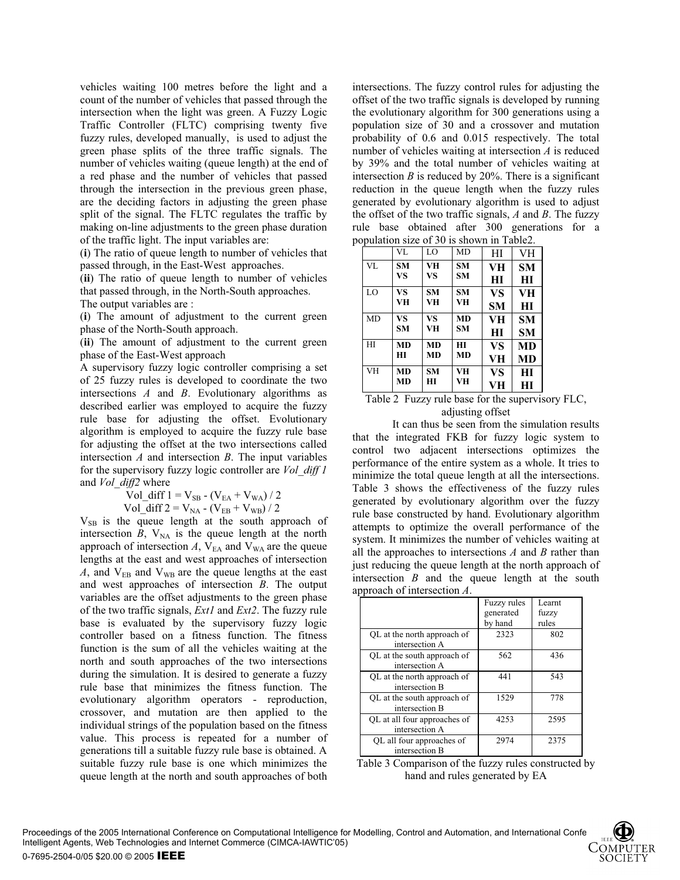vehicles waiting 100 metres before the light and a count of the number of vehicles that passed through the intersection when the light was green. A Fuzzy Logic Traffic Controller (FLTC) comprising twenty five fuzzy rules, developed manually, is used to adjust the green phase splits of the three traffic signals. The number of vehicles waiting (queue length) at the end of a red phase and the number of vehicles that passed through the intersection in the previous green phase, are the deciding factors in adjusting the green phase split of the signal. The FLTC regulates the traffic by making on-line adjustments to the green phase duration of the traffic light. The input variables are:

(**i**) The ratio of queue length to number of vehicles that passed through, in the East-West approaches.

(**ii**) The ratio of queue length to number of vehicles that passed through, in the North-South approaches.

The output variables are :

(**i**) The amount of adjustment to the current green phase of the North-South approach.

(**ii**) The amount of adjustment to the current green phase of the East-West approach

A supervisory fuzzy logic controller comprising a set of 25 fuzzy rules is developed to coordinate the two intersections *A* and *B*. Evolutionary algorithms as described earlier was employed to acquire the fuzzy rule base for adjusting the offset. Evolutionary algorithm is employed to acquire the fuzzy rule base for adjusting the offset at the two intersections called intersection *A* and intersection *B*. The input variables for the supervisory fuzzy logic controller are *Vol_diff 1* and *Vol_diff2* where

$$\text{Vol\_diff } 1 = V_{SB} - (V_{EA} + V_{WA}) / 2$$

$$\text{Vol\_diff } 2 = V_{NA} - (V_{EB} + V_{WB}) / 2$$

$V_{SB}$ is the queue length at the south approach of intersection *B*, $V_{NA}$ is the queue length at the north approach of intersection *A*, $V_{EA}$ and $V_{WA}$ are the queue lengths at the east and west approaches of intersection *A*, and $V_{EB}$ and $V_{WB}$ are the queue lengths at the east and west approaches of intersection *B*. The output variables are the offset adjustments to the green phase of the two traffic signals, *Ext1* and *Ext2*. The fuzzy rule base is evaluated by the supervisory fuzzy logic controller based on a fitness function. The fitness function is the sum of all the vehicles waiting at the north and south approaches of the two intersections during the simulation. It is desired to generate a fuzzy rule base that minimizes the fitness function. The evolutionary algorithm operators - reproduction, crossover, and mutation are then applied to the individual strings of the population based on the fitness value. This process is repeated for a number of generations till a suitable fuzzy rule base is obtained. A suitable fuzzy rule base is one which minimizes the queue length at the north and south approaches of both intersections. The fuzzy control rules for adjusting the offset of the two traffic signals is developed by running the evolutionary algorithm for 300 generations using a population size of 30 and a crossover and mutation probability of 0.6 and 0.015 respectively. The total number of vehicles waiting at intersection *A* is reduced by 39% and the total number of vehicles waiting at intersection *B* is reduced by 20%. There is a significant reduction in the queue length when the fuzzy rules generated by evolutionary algorithm is used to adjust the offset of the two traffic signals, *A* and *B*. The fuzzy rule base obtained after 300 generations for a population size of 30 is shown in Table2.

| | VL | LO | MD | HI | VH |
|---|---|---|---|---|---|
| VL | **SM VS** | **VH VS** | **SM SM** | **VH HI** | **SM HI** |
| LO | **VS VH** | **SM VH** | **SM VH** | **VS SM** | **VH HI** |
| MD | **VS SM** | **VS VH** | **MD SM** | **VH HI** | **SM SM** |
| HI | **MD HI** | **MD MD** | **HI MD** | **VS VH** | **MD MD** |
| VH | **MD MD** | **SM HI** | **VH VH** | **VS VH** | **HI HI** |

Table 2 Fuzzy rule base for the supervisory FLC, adjusting offset

It can thus be seen from the simulation results that the integrated FKB for fuzzy logic system to control two adjacent intersections optimizes the performance of the entire system as a whole. It tries to minimize the total queue length at all the intersections. Table 3 shows the effectiveness of the fuzzy rules generated by evolutionary algorithm over the fuzzy rule base constructed by hand. Evolutionary algorithm attempts to optimize the overall performance of the system. It minimizes the number of vehicles waiting at all the approaches to intersections *A* and *B* rather than just reducing the queue length at the north approach of intersection *B* and the queue length at the south approach of intersection *A*.

| | Fuzzy rules generated by hand | Learnt fuzzy rules |
|---|---|---|
| QL at the north approach of intersection A | 2323 | 802 |
| QL at the south approach of intersection A | 562 | 436 |
| QL at the north approach of intersection B | 441 | 543 |
| QL at the south approach of intersection B | 1529 | 778 |
| QL at all four approaches of intersection A | 4253 | 2595 |
| QL all four approaches of intersection B | 2974 | 2375 |

Table 3 Comparison of the fuzzy rules constructed by hand and rules generated by EA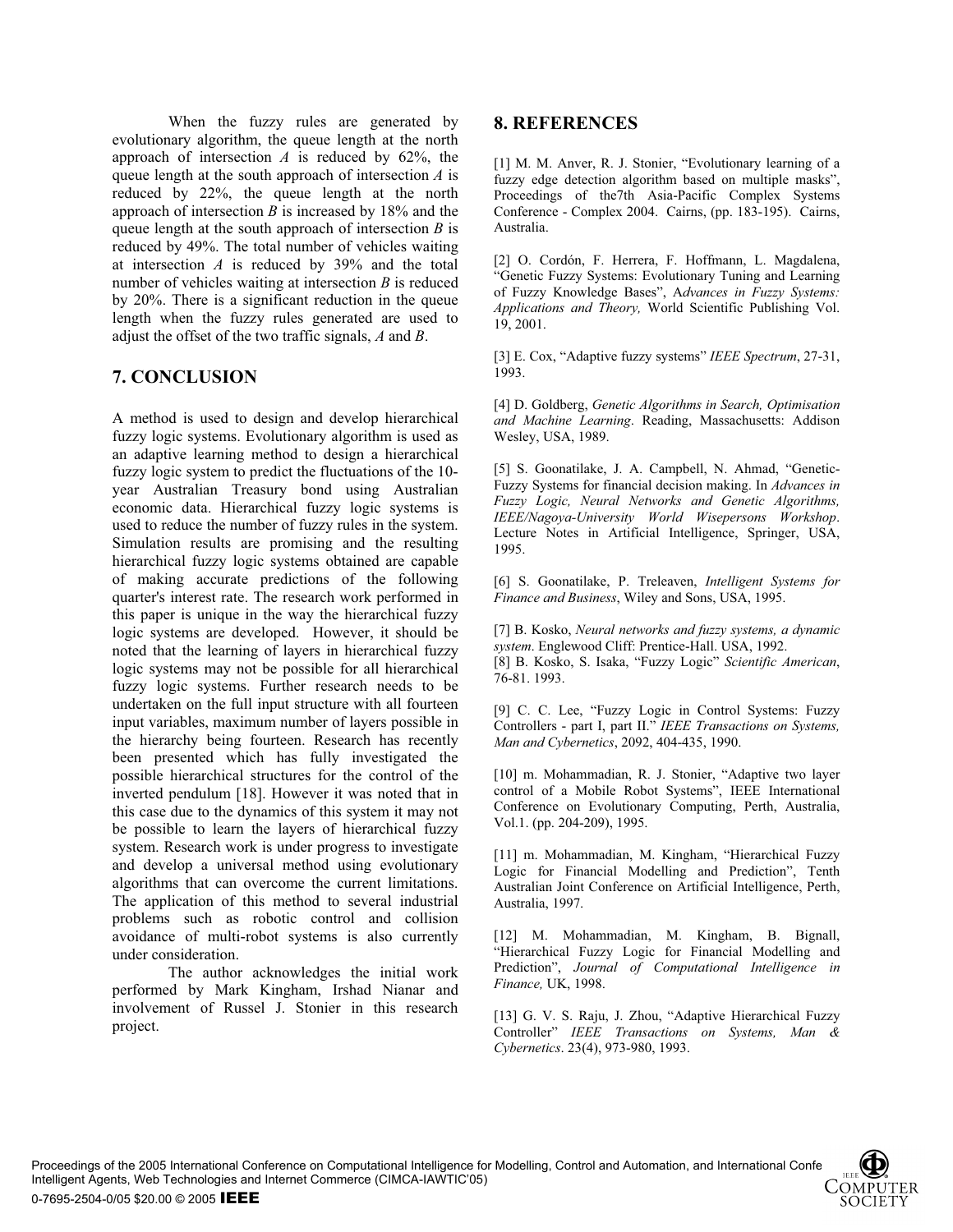When the fuzzy rules are generated by evolutionary algorithm, the queue length at the north approach of intersection *A* is reduced by 62%, the queue length at the south approach of intersection *A* is reduced by 22%, the queue length at the north approach of intersection *B* is increased by 18% and the queue length at the south approach of intersection *B* is reduced by 49%. The total number of vehicles waiting at intersection *A* is reduced by 39% and the total number of vehicles waiting at intersection *B* is reduced by 20%. There is a significant reduction in the queue length when the fuzzy rules generated are used to adjust the offset of the two traffic signals, *A* and *B*.

## 7. CONCLUSION

A method is used to design and develop hierarchical fuzzy logic systems. Evolutionary algorithm is used as an adaptive learning method to design a hierarchical fuzzy logic system to predict the fluctuations of the 10-year Australian Treasury bond using Australian economic data. Hierarchical fuzzy logic systems is used to reduce the number of fuzzy rules in the system. Simulation results are promising and the resulting hierarchical fuzzy logic systems obtained are capable of making accurate predictions of the following quarter's interest rate. The research work performed in this paper is unique in the way the hierarchical fuzzy logic systems are developed. However, it should be noted that the learning of layers in hierarchical fuzzy logic systems may not be possible for all hierarchical fuzzy logic systems. Further research needs to be undertaken on the full input structure with all fourteen input variables, maximum number of layers possible in the hierarchy being fourteen. Research has recently been presented which has fully investigated the possible hierarchical structures for the control of the inverted pendulum [18]. However it was noted that in this case due to the dynamics of this system it may not be possible to learn the layers of hierarchical fuzzy system. Research work is under progress to investigate and develop a universal method using evolutionary algorithms that can overcome the current limitations. The application of this method to several industrial problems such as robotic control and collision avoidance of multi-robot systems is also currently under consideration.

The author acknowledges the initial work performed by Mark Kingham, Irshad Nianar and involvement of Russel J. Stonier in this research project.

## 8. REFERENCES

[1] M. M. Anver, R. J. Stonier, "Evolutionary learning of a fuzzy edge detection algorithm based on multiple masks", Proceedings of the7th Asia-Pacific Complex Systems Conference - Complex 2004. Cairns, (pp. 183-195). Cairns, Australia.

[2] O. Cordón, F. Herrera, F. Hoffmann, L. Magdalena, "Genetic Fuzzy Systems: Evolutionary Tuning and Learning of Fuzzy Knowledge Bases", A*dvances in Fuzzy Systems: Applications and Theory,* World Scientific Publishing Vol. 19, 2001.

[3] E. Cox, "Adaptive fuzzy systems" *IEEE Spectrum*, 27-31, 1993.

[4] D. Goldberg, *Genetic Algorithms in Search, Optimisation and Machine Learning*. Reading, Massachusetts: Addison Wesley, USA, 1989.

[5] S. Goonatilake, J. A. Campbell, N. Ahmad, "Genetic-Fuzzy Systems for financial decision making. In *Advances in Fuzzy Logic, Neural Networks and Genetic Algorithms, IEEE/Nagoya-University World Wisepersons Workshop*. Lecture Notes in Artificial Intelligence, Springer, USA, 1995.

[6] S. Goonatilake, P. Treleaven, *Intelligent Systems for Finance and Business*, Wiley and Sons, USA, 1995.

[7] B. Kosko, *Neural networks and fuzzy systems, a dynamic system*. Englewood Cliff: Prentice-Hall. USA, 1992.

[8] B. Kosko, S. Isaka, "Fuzzy Logic" *Scientific American*, 76-81. 1993.

[9] C. C. Lee, "Fuzzy Logic in Control Systems: Fuzzy Controllers - part I, part II." *IEEE Transactions on Systems, Man and Cybernetics*, 2092, 404-435, 1990.

[10] m. Mohammadian, R. J. Stonier, "Adaptive two layer control of a Mobile Robot Systems", IEEE International Conference on Evolutionary Computing, Perth, Australia, Vol.1. (pp. 204-209), 1995.

[11] m. Mohammadian, M. Kingham, "Hierarchical Fuzzy Logic for Financial Modelling and Prediction", Tenth Australian Joint Conference on Artificial Intelligence, Perth, Australia, 1997.

[12] M. Mohammadian, M. Kingham, B. Bignall, "Hierarchical Fuzzy Logic for Financial Modelling and Prediction", *Journal of Computational Intelligence in Finance,* UK, 1998.

[13] G. V. S. Raju, J. Zhou, "Adaptive Hierarchical Fuzzy Controller" *IEEE Transactions on Systems, Man & Cybernetics*. 23(4), 973-980, 1993.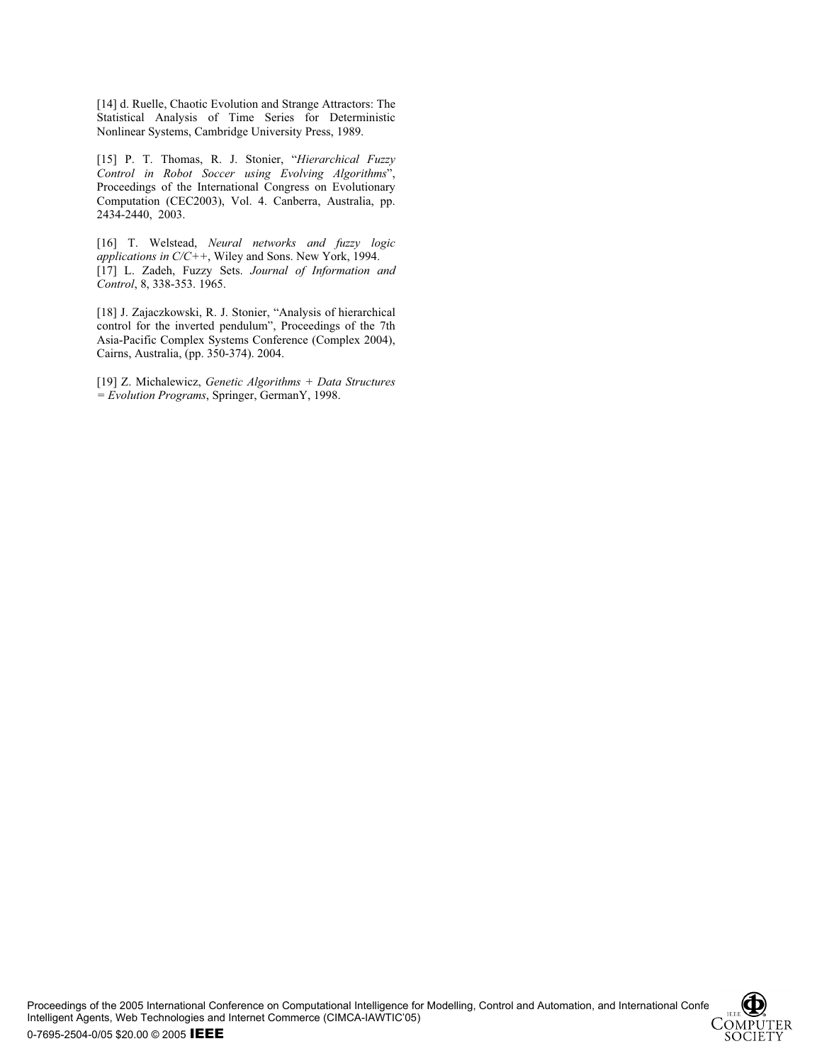[14] d. Ruelle, Chaotic Evolution and Strange Attractors: The Statistical Analysis of Time Series for Deterministic Nonlinear Systems, Cambridge University Press, 1989.

[15] P. T. Thomas, R. J. Stonier, "*Hierarchical Fuzzy Control in Robot Soccer using Evolving Algorithms*", Proceedings of the International Congress on Evolutionary Computation (CEC2003), Vol. 4. Canberra, Australia, pp. 2434-2440, 2003.

[16] T. Welstead, *Neural networks and fuzzy logic applications in C/C++*, Wiley and Sons. New York, 1994.

[17] L. Zadeh, Fuzzy Sets. *Journal of Information and Control*, 8, 338-353. 1965.

[18] J. Zajaczkowski, R. J. Stonier, "Analysis of hierarchical control for the inverted pendulum", Proceedings of the 7th Asia-Pacific Complex Systems Conference (Complex 2004), Cairns, Australia, (pp. 350-374). 2004.

[19] Z. Michalewicz, *Genetic Algorithms + Data Structures = Evolution Programs*, Springer, GermanY, 1998.